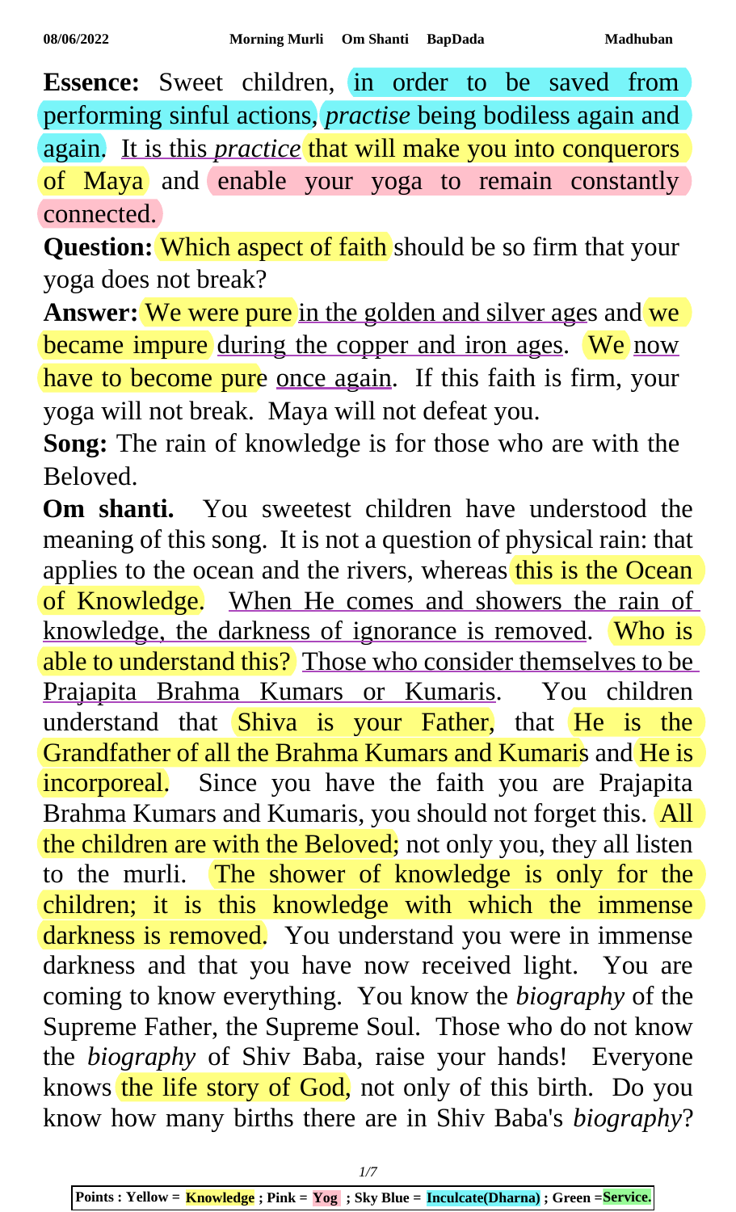**Essence:** Sweet children, in order to be saved from performing sinful actions, *practise* being bodiless again and again. It is this *practice* that will make you into conquerors of Maya and enable your yoga to remain constantly connected.

**Question:** Which aspect of faith should be so firm that your yoga does not break?

**Answer:** We were pure in the golden and silver ages and we became impure during the copper and iron ages. We now have to become pure once again. If this faith is firm, your yoga will not break. Maya will not defeat you.

**Song:** The rain of knowledge is for those who are with the Beloved.

**Om shanti.** You sweetest children have understood the meaning of this song. It is not a question of physical rain: that applies to the ocean and the rivers, whereas this is the Ocean of Knowledge. When He comes and showers the rain of knowledge, the darkness of ignorance is removed. Who is able to understand this? Those who consider themselves to be Prajapita Brahma Kumars or Kumaris. You children understand that Shiva is your Father, that He is the Grandfather of all the Brahma Kumars and Kumaris and He is incorporeal. Since you have the faith you are Prajapita Brahma Kumars and Kumaris, you should not forget this. All the children are with the Beloved; not only you, they all listen to the murli. The shower of knowledge is only for the children; it is this knowledge with which the immense darkness is removed. You understand you were in immense darkness and that you have now received light. You are coming to know everything. You know the *biography* of the Supreme Father, the Supreme Soul. Those who do not know the *biography* of Shiv Baba, raise your hands! Everyone knows the life story of God, not only of this birth. Do you know how many births there are in Shiv Baba's *biography*?

Points : Yellow = Knowledge ; Pink = Yog ; Sky Blue = Inculcate(Dharna) ; Green = Service.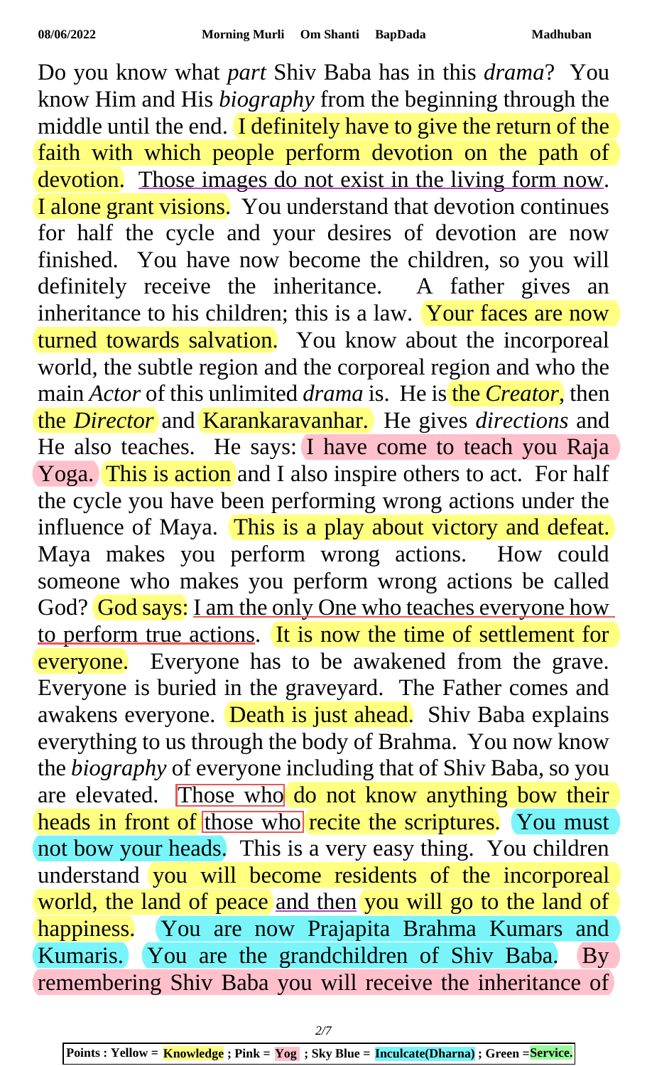Do you know what *part* Shiv Baba has in this *drama*? You know Him and His *biography* from the beginning through the middle until the end. I definitely have to give the return of the faith with which people perform devotion on the path of devotion. Those images do not exist in the living form now. I alone grant visions. You understand that devotion continues for half the cycle and your desires of devotion are now finished. You have now become the children, so you will definitely receive the inheritance. A father gives an inheritance to his children; this is a law. Your faces are now turned towards salvation. You know about the incorporeal world, the subtle region and the corporeal region and who the main *Actor* of this unlimited *drama* is. He is the *Creator*, then the *Director* and Karankaravanhar. He gives *directions* and He also teaches. He says: I have come to teach you Raja Yoga. This is action and I also inspire others to act. For half the cycle you have been performing wrong actions under the influence of Maya. This is a play about victory and defeat. Maya makes you perform wrong actions. How could someone who makes you perform wrong actions be called God? God says: I am the only One who teaches everyone how to perform true actions. It is now the time of settlement for everyone. Everyone has to be awakened from the grave. Everyone is buried in the graveyard. The Father comes and awakens everyone. Death is just ahead. Shiv Baba explains everything to us through the body of Brahma. You now know the *biography* of everyone including that of Shiv Baba, so you are elevated. Those who do not know anything bow their heads in front of those who recite the scriptures. You must not bow your heads. This is a very easy thing. You children understand you will become residents of the incorporeal world, the land of peace and then you will go to the land of happiness. You are now Prajapita Brahma Kumars and Kumaris. You are the grandchildren of Shiv Baba. By remembering Shiv Baba you will receive the inheritance of

**Points : Yellow = Knowledge ; Pink = Yog ; Sky Blue = Inculcate(Dharna) ; Green =Service.**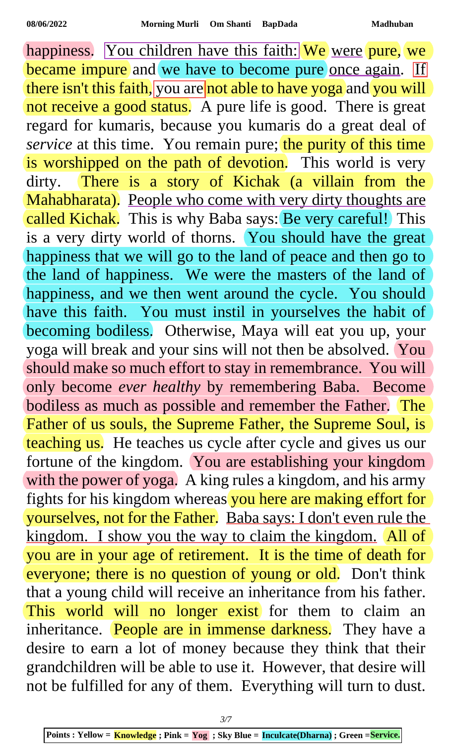happiness. You children have this faith: We were pure, we became impure and we have to become pure once again. If there isn't this faith, you are not able to have yoga and you will not receive a good status. A pure life is good. There is great regard for kumaris, because you kumaris do a great deal of *service* at this time. You remain pure; the purity of this time is worshipped on the path of devotion. This world is very dirty. There is a story of Kichak (a villain from the Mahabharata). People who come with very dirty thoughts are called Kichak. This is why Baba says: Be very careful! This is a very dirty world of thorns. You should have the great happiness that we will go to the land of peace and then go to the land of happiness. We were the masters of the land of happiness, and we then went around the cycle. You should have this faith. You must instil in yourselves the habit of becoming bodiless. Otherwise, Maya will eat you up, your yoga will break and your sins will not then be absolved. You should make so much effort to stay in remembrance. You will only become *ever healthy* by remembering Baba. Become bodiless as much as possible and remember the Father. The Father of us souls, the Supreme Father, the Supreme Soul, is teaching us. He teaches us cycle after cycle and gives us our fortune of the kingdom. You are establishing your kingdom with the power of yoga. A king rules a kingdom, and his army fights for his kingdom whereas you here are making effort for yourselves, not for the Father. Baba says: I don't even rule the kingdom. I show you the way to claim the kingdom. All of you are in your age of retirement. It is the time of death for everyone; there is no question of young or old. Don't think that a young child will receive an inheritance from his father. This world will no longer exist for them to claim an inheritance. People are in immense darkness. They have a desire to earn a lot of money because they think that their grandchildren will be able to use it. However, that desire will not be fulfilled for any of them. Everything will turn to dust.

**Points : Yellow = Knowledge ; Pink = Yog ; Sky Blue = Inculcate(Dharna) ; Green =Service.**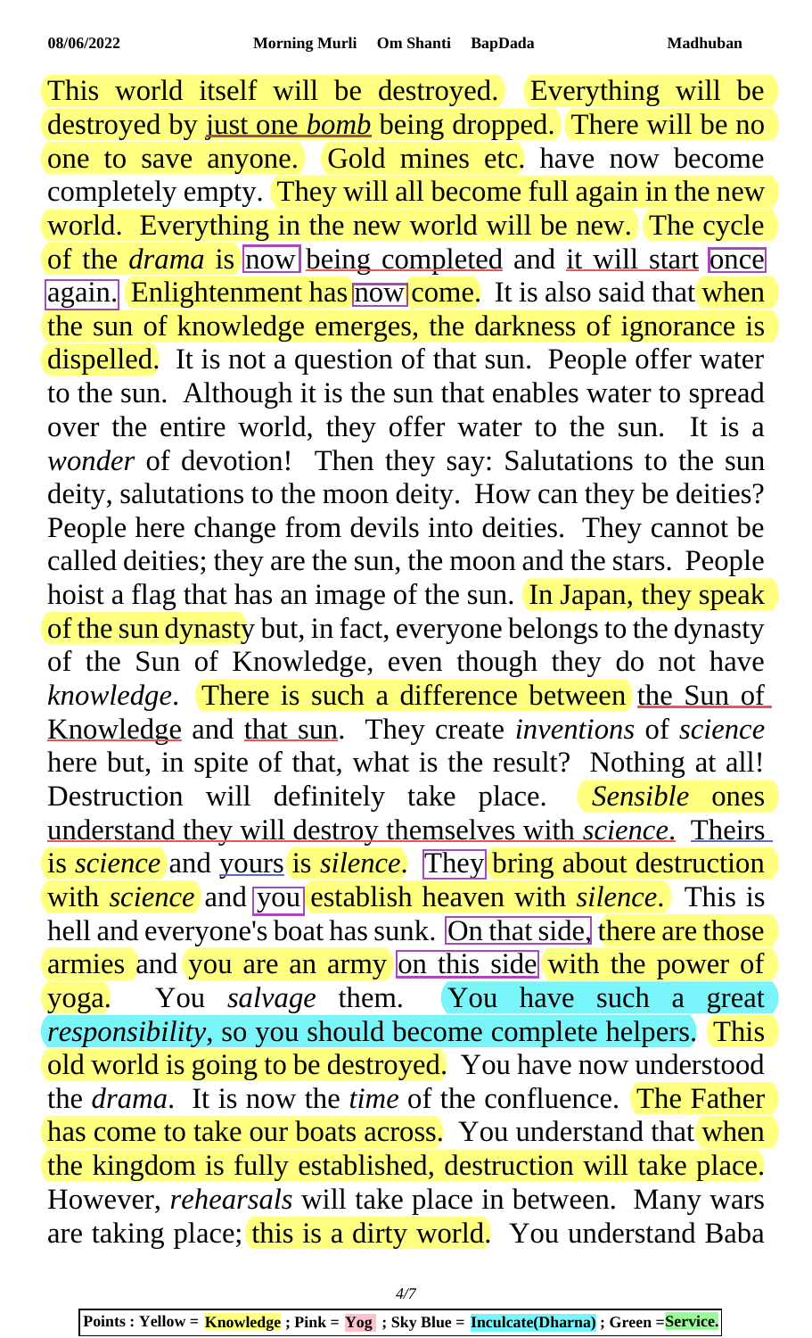This world itself will be destroyed. Everything will be destroyed by just one *bomb* being dropped. There will be no one to save anyone. Gold mines etc. have now become completely empty. They will all become full again in the new world. Everything in the new world will be new. The cycle of the *drama* is now being completed and it will start once again. Enlightenment has now come. It is also said that when the sun of knowledge emerges, the darkness of ignorance is dispelled. It is not a question of that sun. People offer water to the sun. Although it is the sun that enables water to spread over the entire world, they offer water to the sun. It is a *wonder* of devotion! Then they say: Salutations to the sun deity, salutations to the moon deity. How can they be deities? People here change from devils into deities. They cannot be called deities; they are the sun, the moon and the stars. People hoist a flag that has an image of the sun. In Japan, they speak of the sun dynasty but, in fact, everyone belongs to the dynasty of the Sun of Knowledge, even though they do not have *knowledge*. There is such a difference between the Sun of Knowledge and that sun. They create *inventions* of *science* here but, in spite of that, what is the result? Nothing at all! Destruction will definitely take place. *Sensible* ones understand they will destroy themselves with *science*. Theirs is *science* and yours is *silence*. They bring about destruction with *science* and you establish heaven with *silence*. This is hell and everyone's boat has sunk. On that side, there are those armies and you are an army on this side with the power of yoga. You *salvage* them. You have such a great *responsibility*, so you should become complete helpers. This old world is going to be destroyed. You have now understood the *drama*. It is now the *time* of the confluence. The Father has come to take our boats across. You understand that when the kingdom is fully established, destruction will take place. However, *rehearsals* will take place in between. Many wars are taking place; this is a dirty world. You understand Baba

Points : Yellow = **Knowledge** ; Pink = **Yog** ; Sky Blue = **Inculcate(Dharna)** ; Green =**Service.**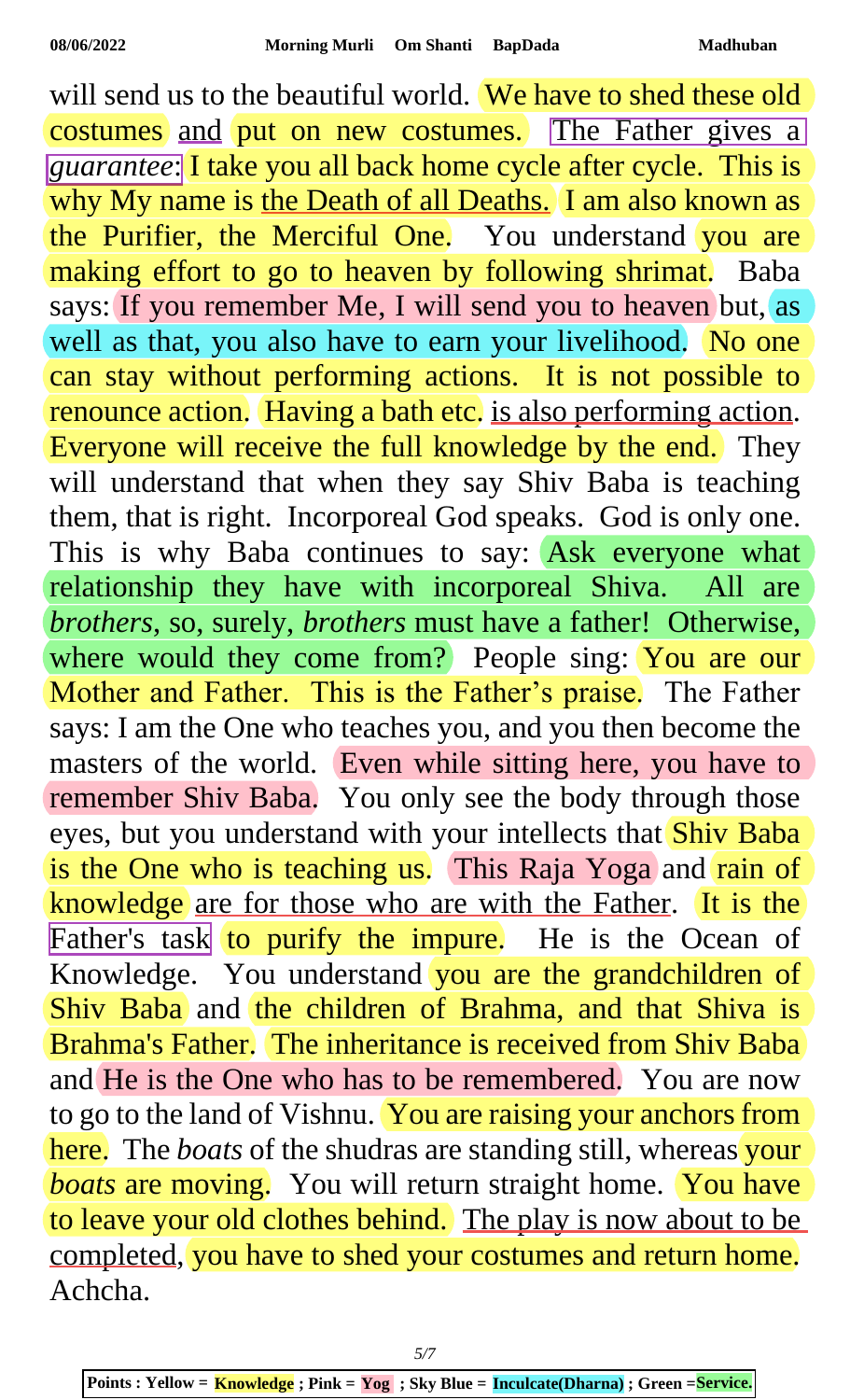will send us to the beautiful world. We have to shed these old costumes and put on new costumes. The Father gives a *guarantee*: I take you all back home cycle after cycle. This is why My name is the Death of all Deaths. I am also known as the Purifier, the Merciful One. You understand you are making effort to go to heaven by following shrimat. Baba says: If you remember Me, I will send you to heaven but, as well as that, you also have to earn your livelihood. No one can stay without performing actions. It is not possible to renounce action. Having a bath etc. is also performing action. Everyone will receive the full knowledge by the end. They will understand that when they say Shiv Baba is teaching them, that is right. Incorporeal God speaks. God is only one. This is why Baba continues to say: Ask everyone what relationship they have with incorporeal Shiva. All are *brothers*, so, surely, *brothers* must have a father! Otherwise, where would they come from? People sing: You are our Mother and Father. This is the Father's praise. The Father says: I am the One who teaches you, and you then become the masters of the world. Even while sitting here, you have to remember Shiv Baba. You only see the body through those eyes, but you understand with your intellects that Shiv Baba is the One who is teaching us. This Raja Yoga and rain of knowledge are for those who are with the Father. It is the Father's task to purify the impure. He is the Ocean of Knowledge. You understand you are the grandchildren of Shiv Baba and the children of Brahma, and that Shiva is Brahma's Father. The inheritance is received from Shiv Baba and He is the One who has to be remembered. You are now to go to the land of Vishnu. You are raising your anchors from here. The *boats* of the shudras are standing still, whereas your *boats* are moving. You will return straight home. You have to leave your old clothes behind. The play is now about to be completed, you have to shed your costumes and return home. Achcha.

Points : Yellow = Knowledge ; Pink = Yog ; Sky Blue = Inculcate(Dharna) ; Green =Service.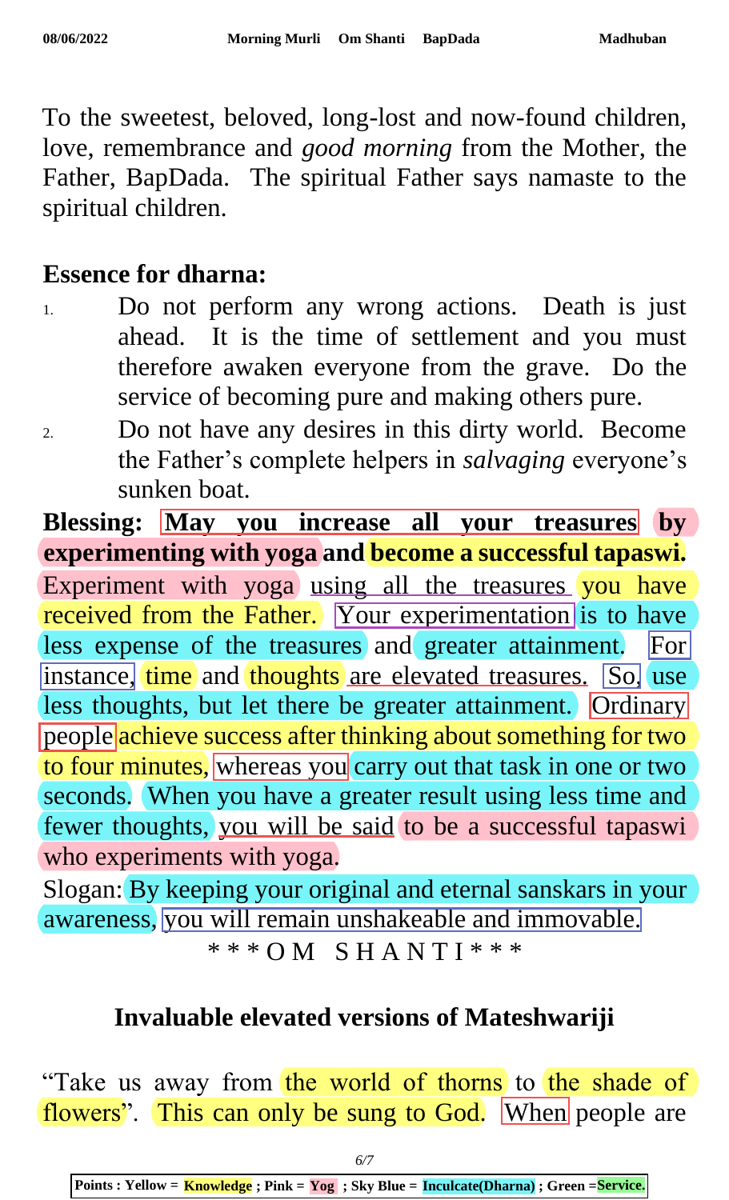To the sweetest, beloved, long-lost and now-found children, love, remembrance and *good morning* from the Mother, the Father, BapDada. The spiritual Father says namaste to the spiritual children.

**Essence for dharna:**

1. Do not perform any wrong actions. Death is just ahead. It is the time of settlement and you must therefore awaken everyone from the grave. Do the service of becoming pure and making others pure.
2. Do not have any desires in this dirty world. Become the Father's complete helpers in *salvaging* everyone's sunken boat.

**Blessing: May you increase all your treasures by experimenting with yoga and become a successful tapaswi.**

Experiment with yoga using all the treasures you have received from the Father. Your experimentation is to have less expense of the treasures and greater attainment. For instance, time and thoughts are elevated treasures. So, use less thoughts, but let there be greater attainment. Ordinary people achieve success after thinking about something for two to four minutes, whereas you carry out that task in one or two seconds. When you have a greater result using less time and fewer thoughts, you will be said to be a successful tapaswi who experiments with yoga.

Slogan: By keeping your original and eternal sanskars in your awareness, you will remain unshakeable and immovable.

\* \* \* O M   S H A N T I \* \* \*

## Invaluable elevated versions of Mateshwariji

"Take us away from the world of thorns to the shade of flowers". This can only be sung to God. When people are

Points : Yellow = Knowledge ; Pink = Yog ; Sky Blue = Inculcate(Dharna) ; Green = Service.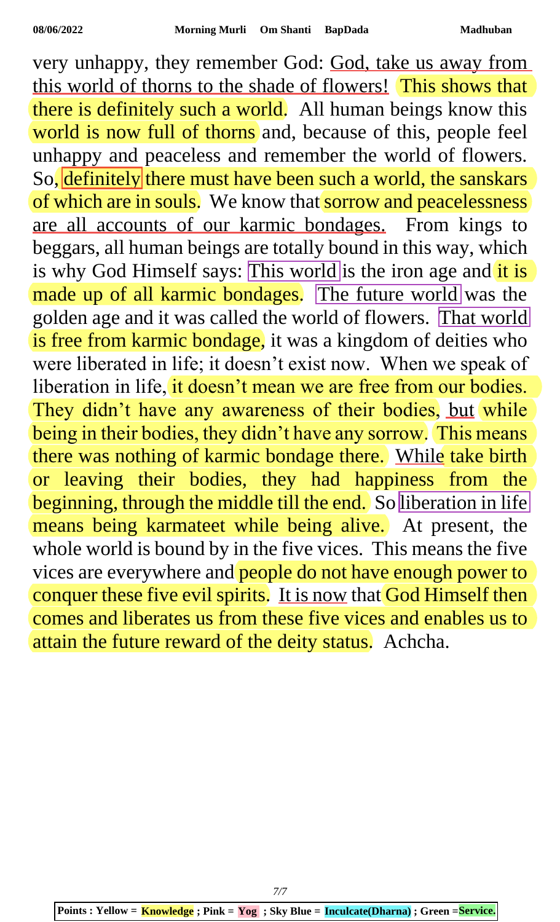very unhappy, they remember God: God, take us away from this world of thorns to the shade of flowers! This shows that there is definitely such a world. All human beings know this world is now full of thorns and, because of this, people feel unhappy and peaceless and remember the world of flowers. So, definitely there must have been such a world, the sanskars of which are in souls. We know that sorrow and peacelessness are all accounts of our karmic bondages. From kings to beggars, all human beings are totally bound in this way, which is why God Himself says: This world is the iron age and it is made up of all karmic bondages. The future world was the golden age and it was called the world of flowers. That world is free from karmic bondage, it was a kingdom of deities who were liberated in life; it doesn't exist now. When we speak of liberation in life, it doesn't mean we are free from our bodies. They didn't have any awareness of their bodies, but while being in their bodies, they didn't have any sorrow. This means there was nothing of karmic bondage there. While take birth or leaving their bodies, they had happiness from the beginning, through the middle till the end. So liberation in life means being karmateet while being alive. At present, the whole world is bound by in the five vices. This means the five vices are everywhere and people do not have enough power to conquer these five evil spirits. It is now that God Himself then comes and liberates us from these five vices and enables us to attain the future reward of the deity status. Achcha.

**Points : Yellow = Knowledge ; Pink = Yog ; Sky Blue = Inculcate(Dharna) ; Green =Service.**